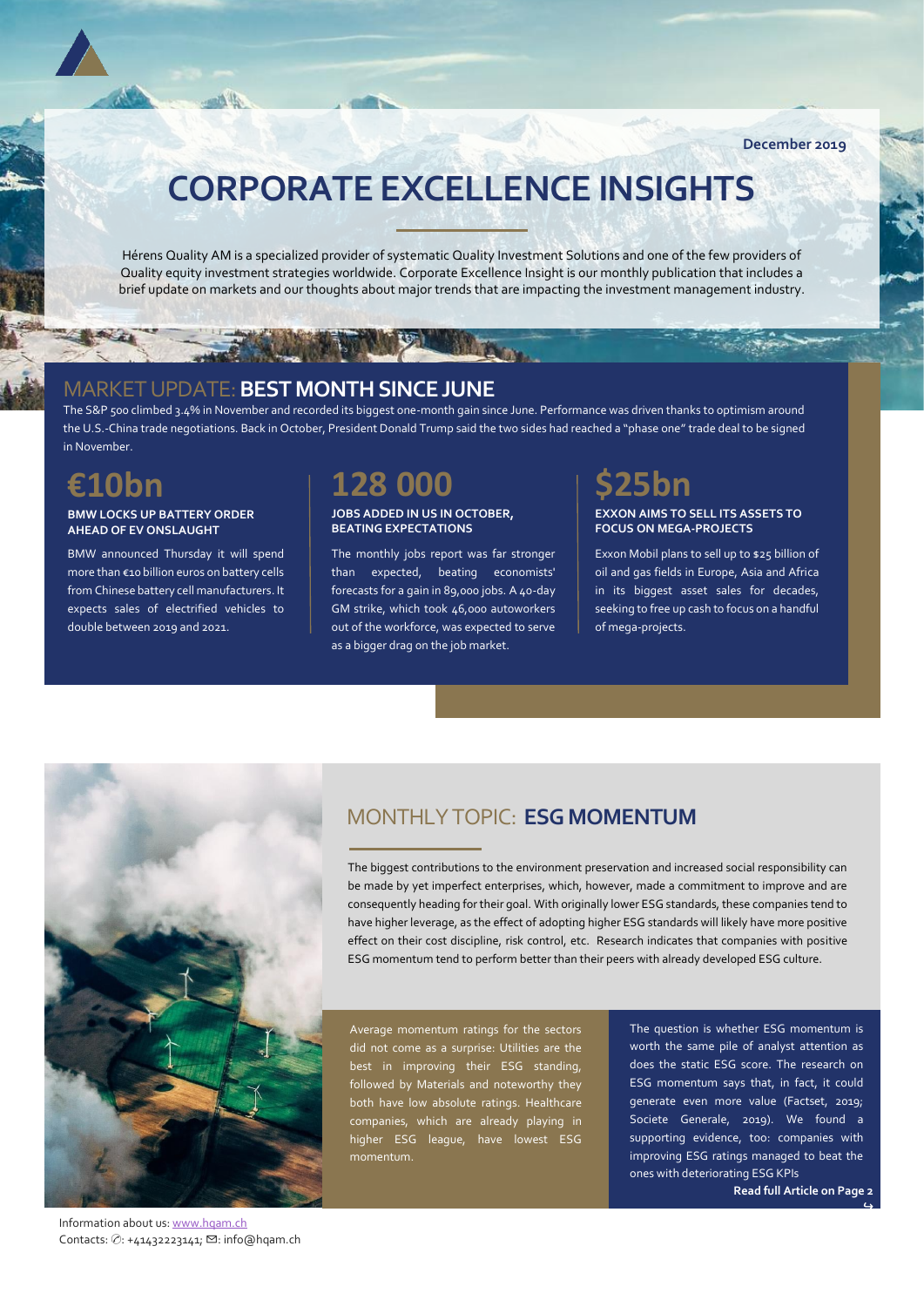December 2019

# CORPORATE EXCELLENCE INSIGHTS

Hérens Quality AM is a specialized provider of systematic Quality Investment Solutions and one of the few providers of Quality equity investment strategies worldwide. Corporate Excellence Insight is our monthly publication that includes a brief update on markets and our thoughts about major trends that are impacting the investment management industry.

## MARKET UPDATE: BEST MONTH SINCE JUNE

The S&P 500 climbed 3.4% in November and recorded its biggest one-month gain since June. Performance was driven thanks to optimism around the U.S.-China trade negotiations. Back in October, President Donald Trump said the two sides had reached a "phase one" trade deal to be signed in November.

### €10bn

**BMW LOCKS UP BATTERY ORDER AHEAD OF EV ONSLAUGHT**

BMW announced Thursday it will spend more than €10 billion euros on battery cells from Chinese battery cell manufacturers. It expects sales of electrified vehicles to double between 2019 and 2021.

### 128 000

**JOBS ADDED IN US IN OCTOBER, BEATING EXPECTATIONS**

The monthly jobs report was far stronger than expected, beating economists' forecasts for a gain in 89,000 jobs. A 40-day GM strike, which took 46,000 autoworkers out of the workforce, was expected to serve as a bigger drag on the job market.

### $25bn

**EXXON AIMS TO SELL ITS ASSETS TO FOCUS ON MEGA-PROJECTS**

Exxon Mobil plans to sell up to $25 billion of oil and gas fields in Europe, Asia and Africa in its biggest asset sales for decades, seeking to free up cash to focus on a handful of mega-projects.

## MONTHLY TOPIC: ESG MOMENTUM

The biggest contributions to the environment preservation and increased social responsibility can be made by yet imperfect enterprises, which, however, made a commitment to improve and are consequently heading for their goal. With originally lower ESG standards, these companies tend to have higher leverage, as the effect of adopting higher ESG standards will likely have more positive effect on their cost discipline, risk control, etc. Research indicates that companies with positive ESG momentum tend to perform better than their peers with already developed ESG culture.

Average momentum ratings for the sectors did not come as a surprise: Utilities are the best in improving their ESG standing, followed by Materials and noteworthy they both have low absolute ratings. Healthcare companies, which are already playing in higher ESG league, have lowest ESG momentum.

The question is whether ESG momentum is worth the same pile of analyst attention as does the static ESG score. The research on ESG momentum says that, in fact, it could generate even more value (Factset, 2019; Societe Generale, 2019). We found a supporting evidence, too: companies with improving ESG ratings managed to beat the ones with deteriorating ESG KPIs

**Read full Article on Page 2**

Information about us: www.hqam.ch
Contacts: ✆: +41432223141; ✉: info@hqam.ch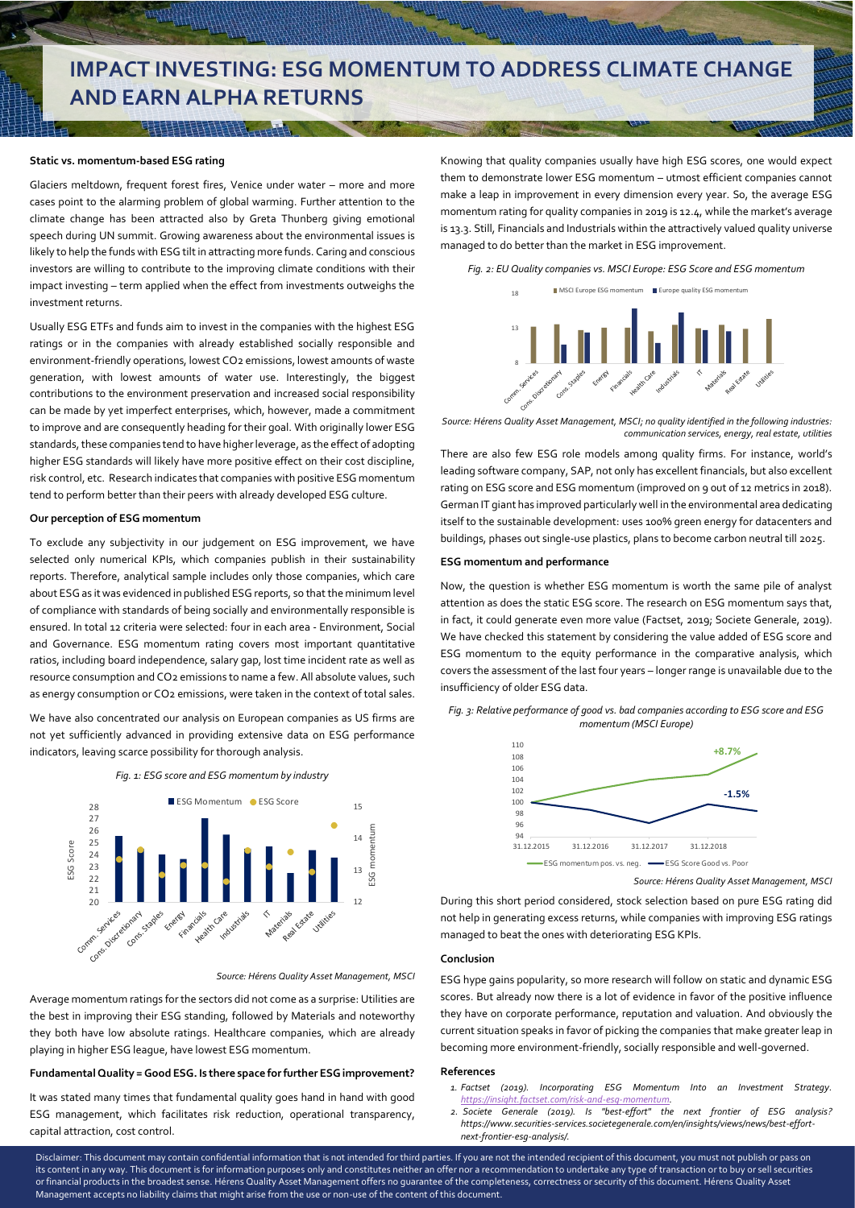# IMPACT INVESTING: ESG MOMENTUM TO ADDRESS CLIMATE CHANGE AND EARN ALPHA RETURNS

**Static vs. momentum-based ESG rating**

Glaciers meltdown, frequent forest fires, Venice under water – more and more cases point to the alarming problem of global warming. Further attention to the climate change has been attracted also by Greta Thunberg giving emotional speech during UN summit. Growing awareness about the environmental issues is likely to help the funds with ESG tilt in attracting more funds. Caring and conscious investors are willing to contribute to the improving climate conditions with their impact investing – term applied when the effect from investments outweighs the investment returns.

Usually ESG ETFs and funds aim to invest in the companies with the highest ESG ratings or in the companies with already established socially responsible and environment-friendly operations, lowest $CO_2$ emissions, lowest amounts of waste generation, with lowest amounts of water use. Interestingly, the biggest contributions to the environment preservation and increased social responsibility can be made by yet imperfect enterprises, which, however, made a commitment to improve and are consequently heading for their goal. With originally lower ESG standards, these companies tend to have higher leverage, as the effect of adopting higher ESG standards will likely have more positive effect on their cost discipline, risk control, etc. Research indicates that companies with positive ESG momentum tend to perform better than their peers with already developed ESG culture.

**Our perception of ESG momentum**

To exclude any subjectivity in our judgement on ESG improvement, we have selected only numerical KPIs, which companies publish in their sustainability reports. Therefore, analytical sample includes only those companies, which care about ESG as it was evidenced in published ESG reports, so that the minimum level of compliance with standards of being socially and environmentally responsible is ensured. In total 12 criteria were selected: four in each area - Environment, Social and Governance. ESG momentum rating covers most important quantitative ratios, including board independence, salary gap, lost time incident rate as well as resource consumption and $CO_2$ emissions to name a few. All absolute values, such as energy consumption or $CO_2$ emissions, were taken in the context of total sales.

We have also concentrated our analysis on European companies as US firms are not yet sufficiently advanced in providing extensive data on ESG performance indicators, leaving scarce possibility for thorough analysis.

*Fig. 1: ESG score and ESG momentum by industry*

ESG Momentum, ESG Score

ESG Score: 20, 21, 22, 23, 24, 25, 26, 27, 28

ESG momentum: 12, 13, 14, 15

Comm. Services, Cons. Discretionary, Cons. Staples, Energy, Financials, Health Care, Industrials, IT, Materials, Real Estate, Utilities

*Source: Hérens Quality Asset Management, MSCI*

Average momentum ratings for the sectors did not come as a surprise: Utilities are the best in improving their ESG standing, followed by Materials and noteworthy they both have low absolute ratings. Healthcare companies, which are already playing in higher ESG league, have lowest ESG momentum.

**Fundamental Quality = Good ESG. Is there space for further ESG improvement?**

It was stated many times that fundamental quality goes hand in hand with good ESG management, which facilitates risk reduction, operational transparency, capital attraction, cost control.

Knowing that quality companies usually have high ESG scores, one would expect them to demonstrate lower ESG momentum – utmost efficient companies cannot make a leap in improvement in every dimension every year. So, the average ESG momentum rating for quality companies in 2019 is 12.4, while the market's average is 13.3. Still, Financials and Industrials within the attractively valued quality universe managed to do better than the market in ESG improvement.

*Fig. 2: EU Quality companies vs. MSCI Europe: ESG Score and ESG momentum*

MSCI Europe ESG momentum, Europe quality ESG momentum

18, 13, 8

Comm. Services, Cons. Discretionary, Cons. Staples, Energy, Financials, Health Care, Industrials, IT, Materials, Real Estate, Utilities

*Source: Hérens Quality Asset Management, MSCI; no quality identified in the following industries: communication services, energy, real estate, utilities*

There are also few ESG role models among quality firms. For instance, world's leading software company, SAP, not only has excellent financials, but also excellent rating on ESG score and ESG momentum (improved on 9 out of 12 metrics in 2018). German IT giant has improved particularly well in the environmental area dedicating itself to the sustainable development: uses 100% green energy for datacenters and buildings, phases out single-use plastics, plans to become carbon neutral till 2025.

**ESG momentum and performance**

Now, the question is whether ESG momentum is worth the same pile of analyst attention as does the static ESG score. The research on ESG momentum says that, in fact, it could generate even more value (Factset, 2019; Societe Generale, 2019). We have checked this statement by considering the value added of ESG score and ESG momentum to the equity performance in the comparative analysis, which covers the assessment of the last four years – longer range is unavailable due to the insufficiency of older ESG data.

*Fig. 3: Relative performance of good vs. bad companies according to ESG score and ESG momentum (MSCI Europe)*

110, 108, 106, 104, 102, 100, 98, 96, 94

31.12.2015, 31.12.2016, 31.12.2017, 31.12.2018

+8.7%

-1.5%

ESG momentum pos. vs. neg., ESG Score Good vs. Poor

*Source: Hérens Quality Asset Management, MSCI*

During this short period considered, stock selection based on pure ESG rating did not help in generating excess returns, while companies with improving ESG ratings managed to beat the ones with deteriorating ESG KPIs.

**Conclusion**

ESG hype gains popularity, so more research will follow on static and dynamic ESG scores. But already now there is a lot of evidence in favor of the positive influence they have on corporate performance, reputation and valuation. And obviously the current situation speaks in favor of picking the companies that make greater leap in becoming more environment-friendly, socially responsible and well-governed.

**References**

1. *Factset (2019). Incorporating ESG Momentum Into an Investment Strategy. https://insight.factset.com/risk-and-esg-momentum.*
2. *Societe Generale (2019). Is "best-effort" the next frontier of ESG analysis? https://www.securities-services.societegenerale.com/en/insights/views/news/best-effort-next-frontier-esg-analysis/.*

Disclaimer: This document may contain confidential information that is not intended for third parties. If you are not the intended recipient of this document, you must not publish or pass on its content in any way. This document is for information purposes only and constitutes neither an offer nor a recommendation to undertake any type of transaction or to buy or sell securities or financial products in the broadest sense. Hérens Quality Asset Management offers no guarantee of the completeness, correctness or security of this document. Hérens Quality Asset Management accepts no liability claims that might arise from the use or non-use of the content of this document.